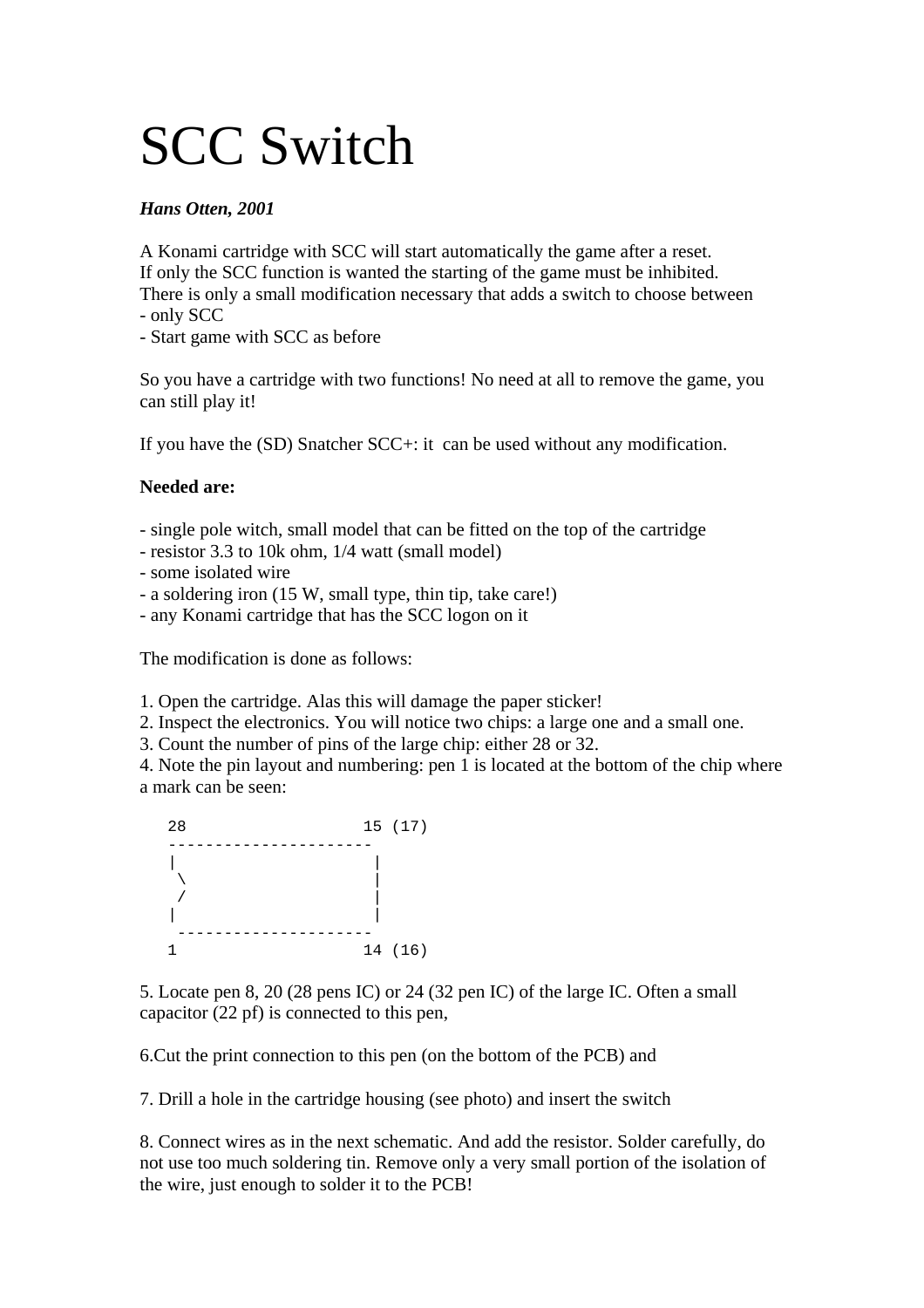# SCC Switch

***Hans Otten, 2001***

A Konami cartridge with SCC will start automatically the game after a reset.
If only the SCC function is wanted the starting of the game must be inhibited.
There is only a small modification necessary that adds a switch to choose between
- only SCC
- Start game with SCC as before

So you have a cartridge with two functions! No need at all to remove the game, you can still play it!

If you have the (SD) Snatcher SCC+: it can be used without any modification.

**Needed are:**

- single pole witch, small model that can be fitted on the top of the cartridge
- resistor 3.3 to 10k ohm, 1/4 watt (small model)
- some isolated wire
- a soldering iron (15 W, small type, thin tip, take care!)
- any Konami cartridge that has the SCC logon on it

The modification is done as follows:

1. Open the cartridge. Alas this will damage the paper sticker!
2. Inspect the electronics. You will notice two chips: a large one and a small one.
3. Count the number of pins of the large chip: either 28 or 32.
4. Note the pin layout and numbering: pen 1 is located at the bottom of the chip where a mark can be seen:

```
28                   15 (17)
----------------------
|                     |
 \                    |
 /                    |
|                     |
 ---------------------
1                    14 (16)
```

5. Locate pen 8, 20 (28 pens IC) or 24 (32 pen IC) of the large IC. Often a small capacitor (22 pf) is connected to this pen,

6.Cut the print connection to this pen (on the bottom of the PCB) and

7. Drill a hole in the cartridge housing (see photo) and insert the switch

8. Connect wires as in the next schematic. And add the resistor. Solder carefully, do not use too much soldering tin. Remove only a very small portion of the isolation of the wire, just enough to solder it to the PCB!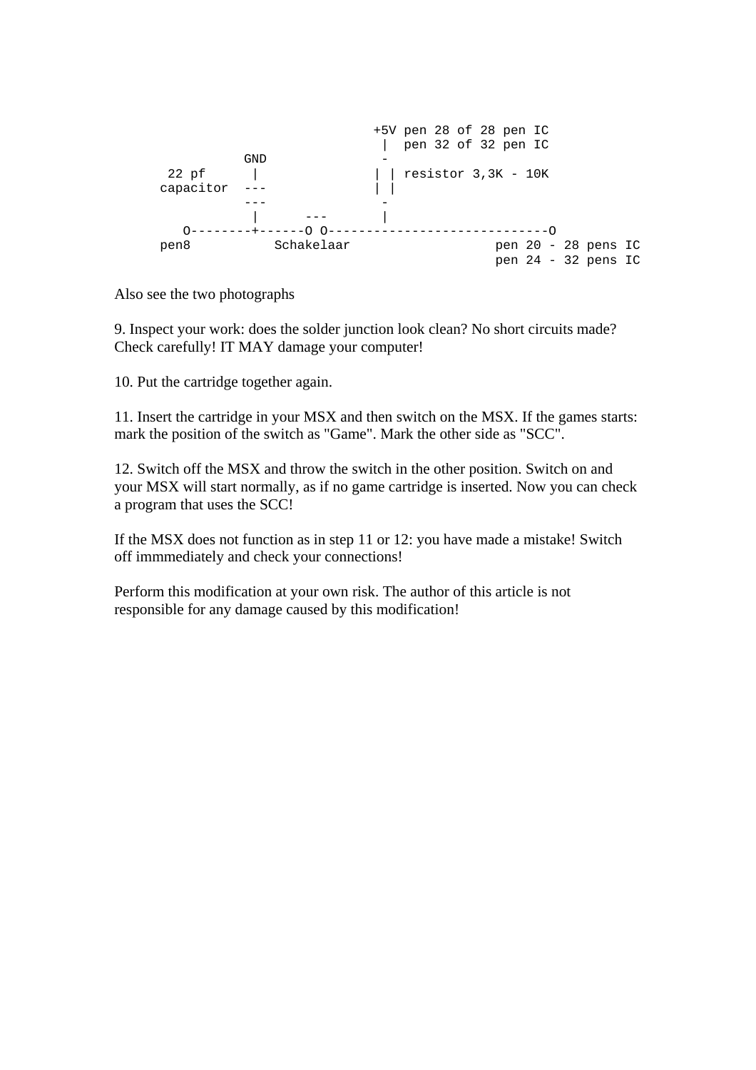```
                             +5V pen 28 of 28 pen IC
                              |  pen 32 of 32 pen IC
             GND              -
      22 pf   |              | | resistor 3,3K - 10K
     capacitor ---           | |
               ---            -
                |     ---     |
        O--------+------O O----------------------------O
     pen8          Schakelaar                  pen 20 - 28 pens IC
                                               pen 24 - 32 pens IC
```

Also see the two photographs

9. Inspect your work: does the solder junction look clean? No short circuits made? Check carefully! IT MAY damage your computer!

10. Put the cartridge together again.

11. Insert the cartridge in your MSX and then switch on the MSX. If the games starts: mark the position of the switch as "Game". Mark the other side as "SCC".

12. Switch off the MSX and throw the switch in the other position. Switch on and your MSX will start normally, as if no game cartridge is inserted. Now you can check a program that uses the SCC!

If the MSX does not function as in step 11 or 12: you have made a mistake! Switch off immmediately and check your connections!

Perform this modification at your own risk. The author of this article is not responsible for any damage caused by this modification!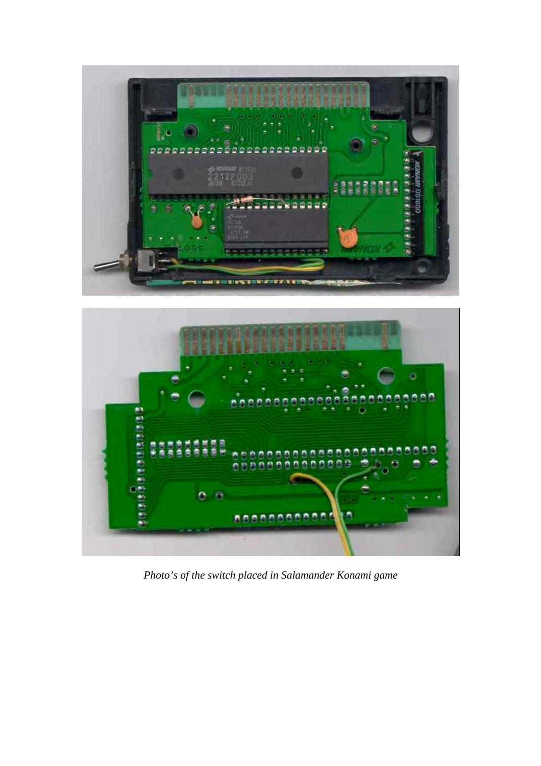*Photo's of the switch placed in Salamander Konami game*